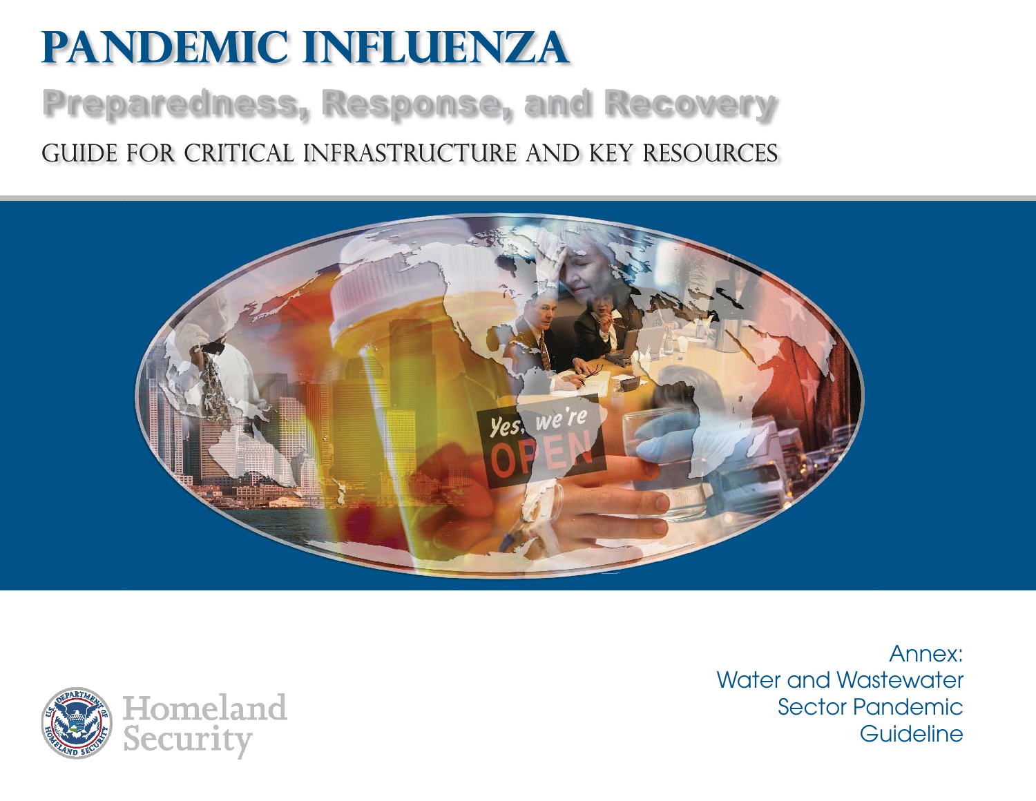# PANDEMIC INFLUENZA

## Preparedness, Response, and Recovery

### GUIDE FOR CRITICAL INFRASTRUCTURE AND KEY RESOURCES

Homeland Security

Annex:
Water and Wastewater
Sector Pandemic
Guideline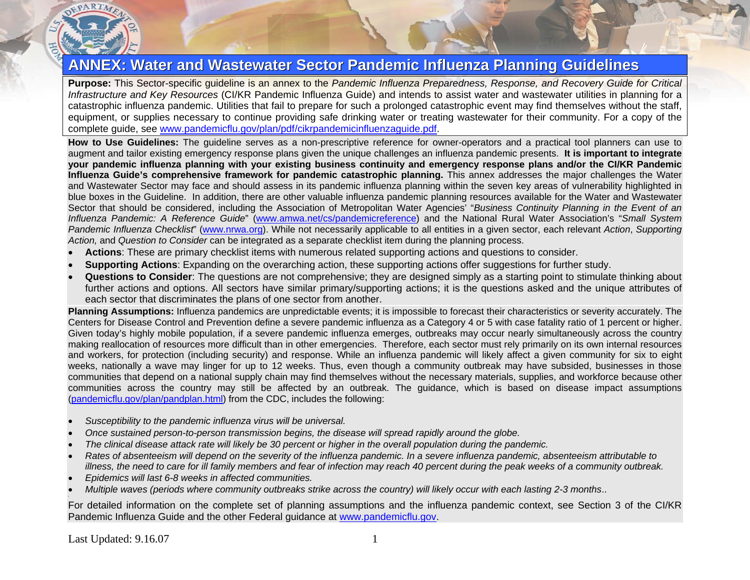# ANNEX: Water and Wastewater Sector Pandemic Influenza Planning Guidelines

**Purpose:** This Sector-specific guideline is an annex to the *Pandemic Influenza Preparedness, Response, and Recovery Guide for Critical Infrastructure and Key Resources* (CI/KR Pandemic Influenza Guide) and intends to assist water and wastewater utilities in planning for a catastrophic influenza pandemic. Utilities that fail to prepare for such a prolonged catastrophic event may find themselves without the staff, equipment, or supplies necessary to continue providing safe drinking water or treating wastewater for their community. For a copy of the complete guide, see www.pandemicflu.gov/plan/pdf/cikrpandemicinfluenzaguide.pdf.

**How to Use Guidelines:** The guideline serves as a non-prescriptive reference for owner-operators and a practical tool planners can use to augment and tailor existing emergency response plans given the unique challenges an influenza pandemic presents. **It is important to integrate your pandemic influenza planning with your existing business continuity and emergency response plans and/or the CI/KR Pandemic Influenza Guide's comprehensive framework for pandemic catastrophic planning.** This annex addresses the major challenges the Water and Wastewater Sector may face and should assess in its pandemic influenza planning within the seven key areas of vulnerability highlighted in blue boxes in the Guideline. In addition, there are other valuable influenza pandemic planning resources available for the Water and Wastewater Sector that should be considered, including the Association of Metropolitan Water Agencies' "*Business Continuity Planning in the Event of an Influenza Pandemic: A Reference Guide*" (www.amwa.net/cs/pandemicreference) and the National Rural Water Association's "*Small System Pandemic Influenza Checklist*" (www.nrwa.org). While not necessarily applicable to all entities in a given sector, each relevant *Action*, *Supporting Action,* and *Question to Consider* can be integrated as a separate checklist item during the planning process.

- **Actions**: These are primary checklist items with numerous related supporting actions and questions to consider.
- **Supporting Actions**: Expanding on the overarching action, these supporting actions offer suggestions for further study.
- **Questions to Consider**: The questions are not comprehensive; they are designed simply as a starting point to stimulate thinking about further actions and options. All sectors have similar primary/supporting actions; it is the questions asked and the unique attributes of each sector that discriminates the plans of one sector from another.

**Planning Assumptions:** Influenza pandemics are unpredictable events; it is impossible to forecast their characteristics or severity accurately. The Centers for Disease Control and Prevention define a severe pandemic influenza as a Category 4 or 5 with case fatality ratio of 1 percent or higher. Given today's highly mobile population, if a severe pandemic influenza emerges, outbreaks may occur nearly simultaneously across the country making reallocation of resources more difficult than in other emergencies. Therefore, each sector must rely primarily on its own internal resources and workers, for protection (including security) and response. While an influenza pandemic will likely affect a given community for six to eight weeks, nationally a wave may linger for up to 12 weeks. Thus, even though a community outbreak may have subsided, businesses in those communities that depend on a national supply chain may find themselves without the necessary materials, supplies, and workforce because other communities across the country may still be affected by an outbreak. The guidance, which is based on disease impact assumptions (pandemicflu.gov/plan/pandplan.html) from the CDC, includes the following:

- *Susceptibility to the pandemic influenza virus will be universal.*
- *Once sustained person-to-person transmission begins, the disease will spread rapidly around the globe.*
- *The clinical disease attack rate will likely be 30 percent or higher in the overall population during the pandemic.*
- *Rates of absenteeism will depend on the severity of the influenza pandemic. In a severe influenza pandemic, absenteeism attributable to illness, the need to care for ill family members and fear of infection may reach 40 percent during the peak weeks of a community outbreak.*
- *Epidemics will last 6-8 weeks in affected communities.*
- *Multiple waves (periods where community outbreaks strike across the country) will likely occur with each lasting 2-3 months*..

For detailed information on the complete set of planning assumptions and the influenza pandemic context, see Section 3 of the CI/KR Pandemic Influenza Guide and the other Federal guidance at www.pandemicflu.gov.

Last Updated: 9.16.07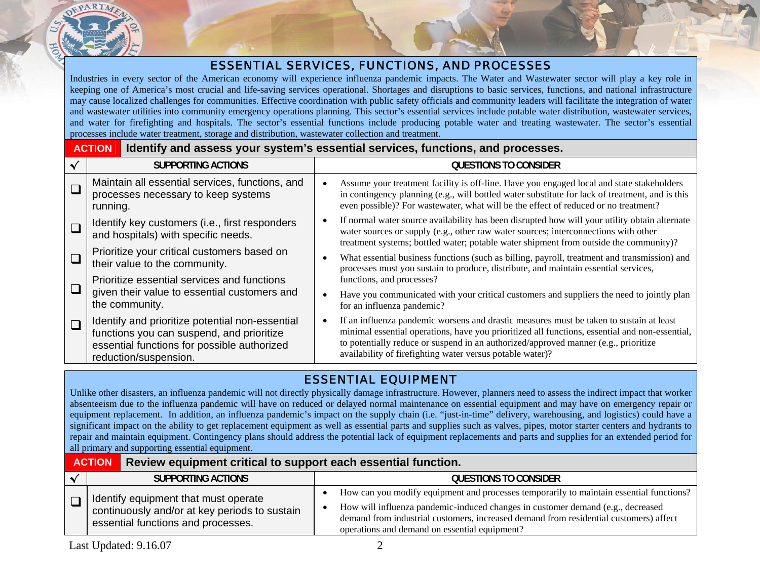## ESSENTIAL SERVICES, FUNCTIONS, AND PROCESSES

Industries in every sector of the American economy will experience influenza pandemic impacts. The Water and Wastewater sector will play a key role in keeping one of America's most crucial and life-saving services operational. Shortages and disruptions to basic services, functions, and national infrastructure may cause localized challenges for communities. Effective coordination with public safety officials and community leaders will facilitate the integration of water and wastewater utilities into community emergency operations planning. This sector's essential services include potable water distribution, wastewater services, and water for firefighting and hospitals. The sector's essential functions include producing potable water and treating wastewater. The sector's essential processes include water treatment, storage and distribution, wastewater collection and treatment.

**ACTION** | **Identify and assess your system's essential services, functions, and processes.**

| √ | SUPPORTING ACTIONS | QUESTIONS TO CONSIDER |
|---|---|---|
| ❑ | Maintain all essential services, functions, and processes necessary to keep systems running. | • Assume your treatment facility is off-line. Have you engaged local and state stakeholders in contingency planning (e.g., will bottled water substitute for lack of treatment, and is this even possible)? For wastewater, what will be the effect of reduced or no treatment? |
| ❑ | Identify key customers (i.e., first responders and hospitals) with specific needs. | • If normal water source availability has been disrupted how will your utility obtain alternate water sources or supply (e.g., other raw water sources; interconnections with other treatment systems; bottled water; potable water shipment from outside the community)? |
| ❑ | Prioritize your critical customers based on their value to the community. | • What essential business functions (such as billing, payroll, treatment and transmission) and processes must you sustain to produce, distribute, and maintain essential services, functions, and processes? |
| ❑ | Prioritize essential services and functions given their value to essential customers and the community. | • Have you communicated with your critical customers and suppliers the need to jointly plan for an influenza pandemic? |
| ❑ | Identify and prioritize potential non-essential functions you can suspend, and prioritize essential functions for possible authorized reduction/suspension. | • If an influenza pandemic worsens and drastic measures must be taken to sustain at least minimal essential operations, have you prioritized all functions, essential and non-essential, to potentially reduce or suspend in an authorized/approved manner (e.g., prioritize availability of firefighting water versus potable water)? |

## ESSENTIAL EQUIPMENT

Unlike other disasters, an influenza pandemic will not directly physically damage infrastructure. However, planners need to assess the indirect impact that worker absenteeism due to the influenza pandemic will have on reduced or delayed normal maintenance on essential equipment and may have on emergency repair or equipment replacement. In addition, an influenza pandemic's impact on the supply chain (i.e. "just-in-time" delivery, warehousing, and logistics) could have a significant impact on the ability to get replacement equipment as well as essential parts and supplies such as valves, pipes, motor starter centers and hydrants to repair and maintain equipment. Contingency plans should address the potential lack of equipment replacements and parts and supplies for an extended period for all primary and supporting essential equipment.

**ACTION** | **Review equipment critical to support each essential function.**

| √ | SUPPORTING ACTIONS | QUESTIONS TO CONSIDER |
|---|---|---|
| ❑ | Identify equipment that must operate continuously and/or at key periods to sustain essential functions and processes. | • How can you modify equipment and processes temporarily to maintain essential functions?<br>• How will influenza pandemic-induced changes in customer demand (e.g., decreased demand from industrial customers, increased demand from residential customers) affect operations and demand on essential equipment? |

Last Updated: 9.16.07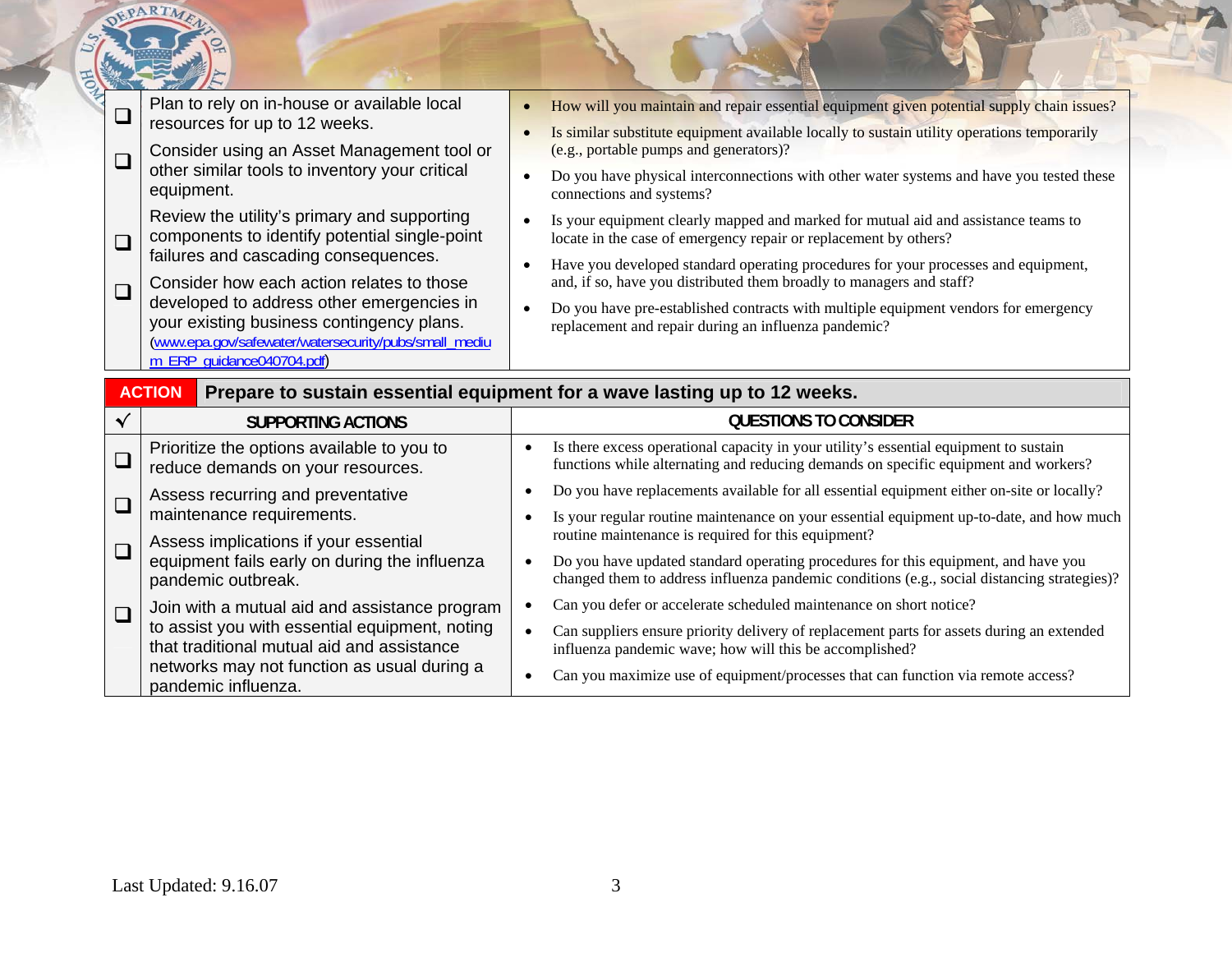| √ | SUPPORTING ACTIONS | QUESTIONS TO CONSIDER |
|---|---|---|
| ❑ | Plan to rely on in-house or available local resources for up to 12 weeks. | • How will you maintain and repair essential equipment given potential supply chain issues?<br>• Is similar substitute equipment available locally to sustain utility operations temporarily (e.g., portable pumps and generators)?<br>• Do you have physical interconnections with other water systems and have you tested these connections and systems?<br>• Is your equipment clearly mapped and marked for mutual aid and assistance teams to locate in the case of emergency repair or replacement by others?<br>• Have you developed standard operating procedures for your processes and equipment, and, if so, have you distributed them broadly to managers and staff?<br>• Do you have pre-established contracts with multiple equipment vendors for emergency replacement and repair during an influenza pandemic? |
| ❑ | Consider using an Asset Management tool or other similar tools to inventory your critical equipment. | |
| ❑ | Review the utility's primary and supporting components to identify potential single-point failures and cascading consequences. | |
| ❑ | Consider how each action relates to those developed to address other emergencies in your existing business contingency plans. (www.epa.gov/safewater/watersecurity/pubs/small_medium_ERP_guidance040704.pdf) | |

**ACTION** **Prepare to sustain essential equipment for a wave lasting up to 12 weeks.**

| √ | SUPPORTING ACTIONS | QUESTIONS TO CONSIDER |
|---|---|---|
| ❑ | Prioritize the options available to you to reduce demands on your resources. | • Is there excess operational capacity in your utility's essential equipment to sustain functions while alternating and reducing demands on specific equipment and workers?<br>• Do you have replacements available for all essential equipment either on-site or locally?<br>• Is your regular routine maintenance on your essential equipment up-to-date, and how much routine maintenance is required for this equipment?<br>• Do you have updated standard operating procedures for this equipment, and have you changed them to address influenza pandemic conditions (e.g., social distancing strategies)?<br>• Can you defer or accelerate scheduled maintenance on short notice?<br>• Can suppliers ensure priority delivery of replacement parts for assets during an extended influenza pandemic wave; how will this be accomplished?<br>• Can you maximize use of equipment/processes that can function via remote access? |
| ❑ | Assess recurring and preventative maintenance requirements. | |
| ❑ | Assess implications if your essential equipment fails early on during the influenza pandemic outbreak. | |
| ❑ | Join with a mutual aid and assistance program to assist you with essential equipment, noting that traditional mutual aid and assistance networks may not function as usual during a pandemic influenza. | |

Last Updated: 9.16.07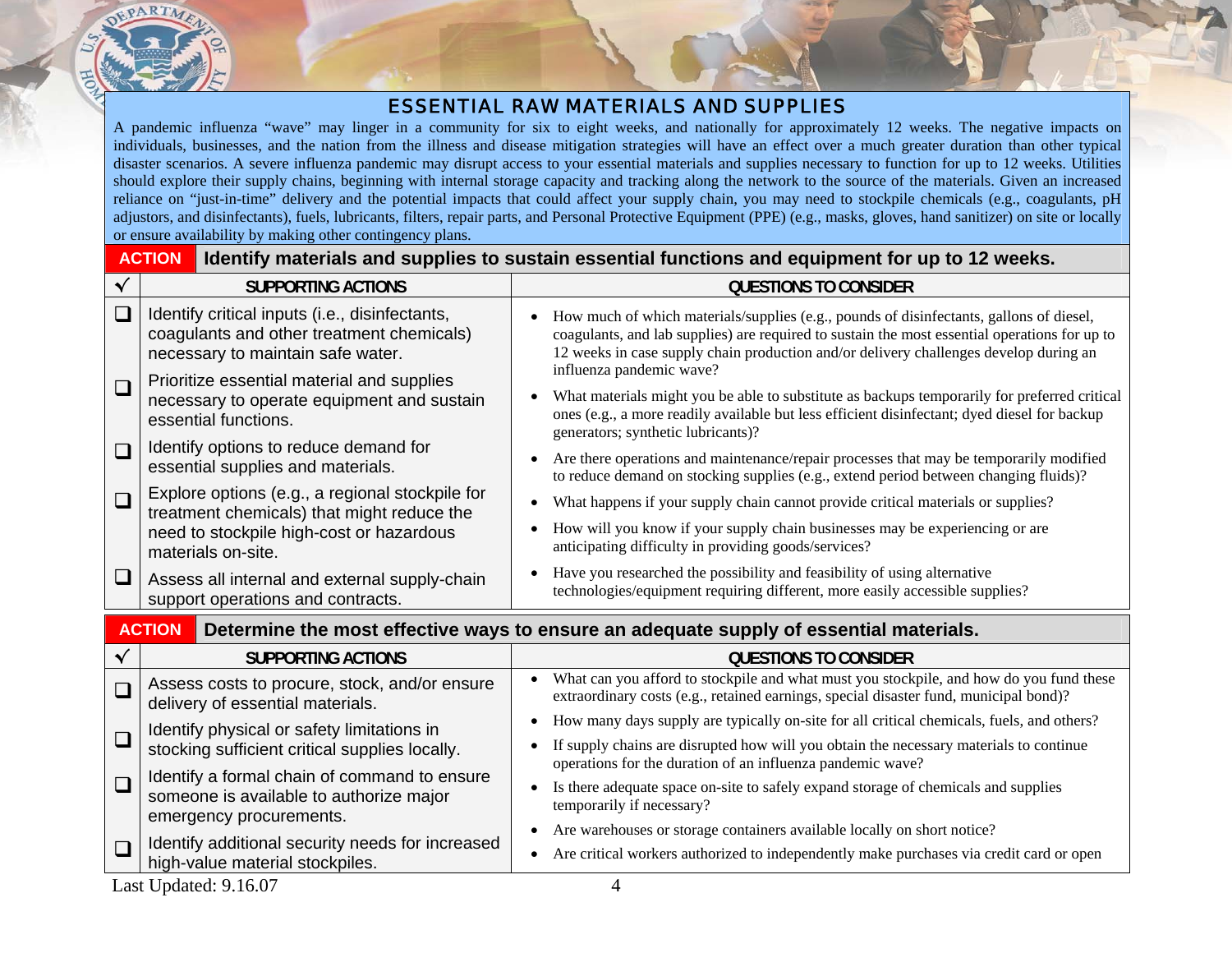## ESSENTIAL RAW MATERIALS AND SUPPLIES

A pandemic influenza "wave" may linger in a community for six to eight weeks, and nationally for approximately 12 weeks. The negative impacts on individuals, businesses, and the nation from the illness and disease mitigation strategies will have an effect over a much greater duration than other typical disaster scenarios. A severe influenza pandemic may disrupt access to your essential materials and supplies necessary to function for up to 12 weeks. Utilities should explore their supply chains, beginning with internal storage capacity and tracking along the network to the source of the materials. Given an increased reliance on "just-in-time" delivery and the potential impacts that could affect your supply chain, you may need to stockpile chemicals (e.g., coagulants, pH adjustors, and disinfectants), fuels, lubricants, filters, repair parts, and Personal Protective Equipment (PPE) (e.g., masks, gloves, hand sanitizer) on site or locally or ensure availability by making other contingency plans.

### ACTION: Identify materials and supplies to sustain essential functions and equipment for up to 12 weeks.

| √ | SUPPORTING ACTIONS | QUESTIONS TO CONSIDER |
|---|---|---|
| ❑ | Identify critical inputs (i.e., disinfectants, coagulants and other treatment chemicals) necessary to maintain safe water. | • How much of which materials/supplies (e.g., pounds of disinfectants, gallons of diesel, coagulants, and lab supplies) are required to sustain the most essential operations for up to 12 weeks in case supply chain production and/or delivery challenges develop during an influenza pandemic wave? |
| ❑ | Prioritize essential material and supplies necessary to operate equipment and sustain essential functions. | • What materials might you be able to substitute as backups temporarily for preferred critical ones (e.g., a more readily available but less efficient disinfectant; dyed diesel for backup generators; synthetic lubricants)? |
| ❑ | Identify options to reduce demand for essential supplies and materials. | • Are there operations and maintenance/repair processes that may be temporarily modified to reduce demand on stocking supplies (e.g., extend period between changing fluids)? |
| ❑ | Explore options (e.g., a regional stockpile for treatment chemicals) that might reduce the need to stockpile high-cost or hazardous materials on-site. | • What happens if your supply chain cannot provide critical materials or supplies?<br>• How will you know if your supply chain businesses may be experiencing or are anticipating difficulty in providing goods/services? |
| ❑ | Assess all internal and external supply-chain support operations and contracts. | • Have you researched the possibility and feasibility of using alternative technologies/equipment requiring different, more easily accessible supplies? |

### ACTION: Determine the most effective ways to ensure an adequate supply of essential materials.

| √ | SUPPORTING ACTIONS | QUESTIONS TO CONSIDER |
|---|---|---|
| ❑ | Assess costs to procure, stock, and/or ensure delivery of essential materials. | • What can you afford to stockpile and what must you stockpile, and how do you fund these extraordinary costs (e.g., retained earnings, special disaster fund, municipal bond)? |
| ❑ | Identify physical or safety limitations in stocking sufficient critical supplies locally. | • How many days supply are typically on-site for all critical chemicals, fuels, and others?<br>• If supply chains are disrupted how will you obtain the necessary materials to continue operations for the duration of an influenza pandemic wave? |
| ❑ | Identify a formal chain of command to ensure someone is available to authorize major emergency procurements. | • Is there adequate space on-site to safely expand storage of chemicals and supplies temporarily if necessary?<br>• Are warehouses or storage containers available locally on short notice? |
| ❑ | Identify additional security needs for increased high-value material stockpiles. | • Are critical workers authorized to independently make purchases via credit card or open |

Last Updated: 9.16.07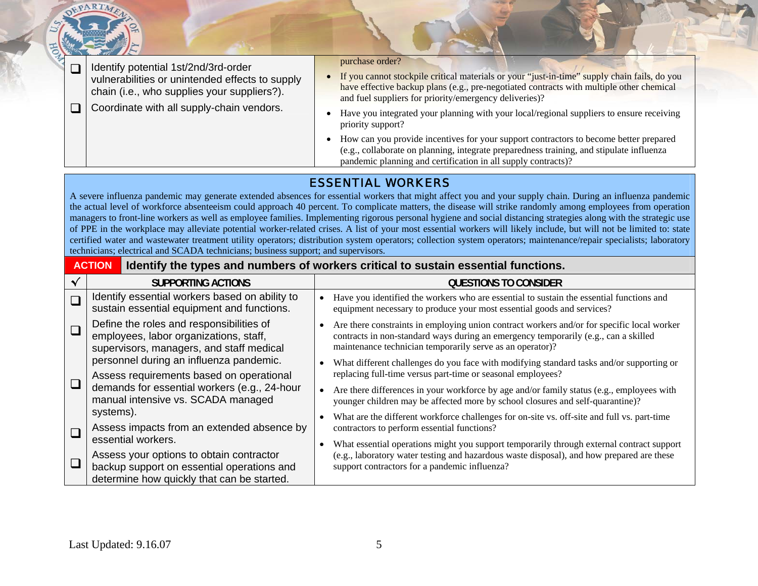| | | |
|---|---|---|
| ❑ | Identify potential 1st/2nd/3rd-order vulnerabilities or unintended effects to supply chain (i.e., who supplies your suppliers?). | purchase order? |
| ❑ | Coordinate with all supply-chain vendors. | • If you cannot stockpile critical materials or your "just-in-time" supply chain fails, do you have effective backup plans (e.g., pre-negotiated contracts with multiple other chemical and fuel suppliers for priority/emergency deliveries)?<br>• Have you integrated your planning with your local/regional suppliers to ensure receiving priority support?<br>• How can you provide incentives for your support contractors to become better prepared (e.g., collaborate on planning, integrate preparedness training, and stipulate influenza pandemic planning and certification in all supply contracts)? |

## ESSENTIAL WORKERS

A severe influenza pandemic may generate extended absences for essential workers that might affect you and your supply chain. During an influenza pandemic the actual level of workforce absenteeism could approach 40 percent. To complicate matters, the disease will strike randomly among employees from operation managers to front-line workers as well as employee families. Implementing rigorous personal hygiene and social distancing strategies along with the strategic use of PPE in the workplace may alleviate potential worker-related crises. A list of your most essential workers will likely include, but will not be limited to: state certified water and wastewater treatment utility operators; distribution system operators; collection system operators; maintenance/repair specialists; laboratory technicians; electrical and SCADA technicians; business support; and supervisors.

**ACTION** **Identify the types and numbers of workers critical to sustain essential functions.**

| √ | SUPPORTING ACTIONS | QUESTIONS TO CONSIDER |
|---|---|---|
| ❑ | Identify essential workers based on ability to sustain essential equipment and functions. | • Have you identified the workers who are essential to sustain the essential functions and equipment necessary to produce your most essential goods and services? |
| ❑ | Define the roles and responsibilities of employees, labor organizations, staff, supervisors, managers, and staff medical personnel during an influenza pandemic. | • Are there constraints in employing union contract workers and/or for specific local worker contracts in non-standard ways during an emergency temporarily (e.g., can a skilled maintenance technician temporarily serve as an operator)?<br>• What different challenges do you face with modifying standard tasks and/or supporting or replacing full-time versus part-time or seasonal employees? |
| ❑ | Assess requirements based on operational demands for essential workers (e.g., 24-hour manual intensive vs. SCADA managed systems). | • Are there differences in your workforce by age and/or family status (e.g., employees with younger children may be affected more by school closures and self-quarantine)? |
| ❑ | Assess impacts from an extended absence by essential workers. | • What are the different workforce challenges for on-site vs. off-site and full vs. part-time contractors to perform essential functions? |
| ❑ | Assess your options to obtain contractor backup support on essential operations and determine how quickly that can be started. | • What essential operations might you support temporarily through external contract support (e.g., laboratory water testing and hazardous waste disposal), and how prepared are these support contractors for a pandemic influenza? |

Last Updated: 9.16.07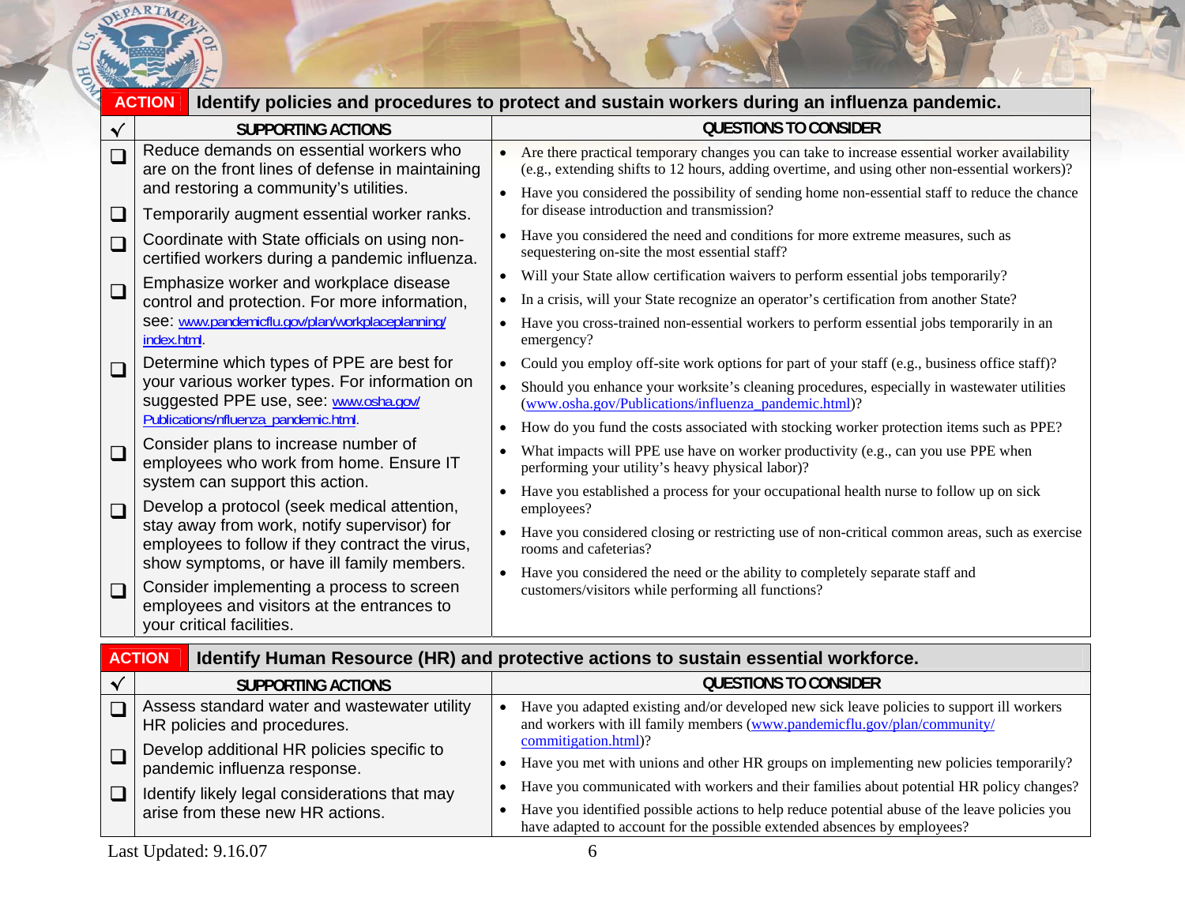## ACTION: Identify policies and procedures to protect and sustain workers during an influenza pandemic.

| √ | SUPPORTING ACTIONS | QUESTIONS TO CONSIDER |
|---|---|---|
| ❑ | Reduce demands on essential workers who are on the front lines of defense in maintaining and restoring a community's utilities. | • Are there practical temporary changes you can take to increase essential worker availability (e.g., extending shifts to 12 hours, adding overtime, and using other non-essential workers)? <br> • Have you considered the possibility of sending home non-essential staff to reduce the chance for disease introduction and transmission? <br> • Have you considered the need and conditions for more extreme measures, such as sequestering on-site the most essential staff? <br> • Will your State allow certification waivers to perform essential jobs temporarily? <br> • In a crisis, will your State recognize an operator's certification from another State? <br> • Have you cross-trained non-essential workers to perform essential jobs temporarily in an emergency? <br> • Could you employ off-site work options for part of your staff (e.g., business office staff)? <br> • Should you enhance your worksite's cleaning procedures, especially in wastewater utilities (www.osha.gov/Publications/influenza_pandemic.html)? <br> • How do you fund the costs associated with stocking worker protection items such as PPE? <br> • What impacts will PPE use have on worker productivity (e.g., can you use PPE when performing your utility's heavy physical labor)? <br> • Have you established a process for your occupational health nurse to follow up on sick employees? <br> • Have you considered closing or restricting use of non-critical common areas, such as exercise rooms and cafeterias? <br> • Have you considered the need or the ability to completely separate staff and customers/visitors while performing all functions? |
| ❑ | Temporarily augment essential worker ranks. | |
| ❑ | Coordinate with State officials on using non-certified workers during a pandemic influenza. | |
| ❑ | Emphasize worker and workplace disease control and protection. For more information, see: www.pandemicflu.gov/plan/workplaceplanning/index.html. | |
| ❑ | Determine which types of PPE are best for your various worker types. For information on suggested PPE use, see: www.osha.gov/Publications/influenza_pandemic.html. | |
| ❑ | Consider plans to increase number of employees who work from home. Ensure IT system can support this action. | |
| ❑ | Develop a protocol (seek medical attention, stay away from work, notify supervisor) for employees to follow if they contract the virus, show symptoms, or have ill family members. | |
| ❑ | Consider implementing a process to screen employees and visitors at the entrances to your critical facilities. | |

## ACTION: Identify Human Resource (HR) and protective actions to sustain essential workforce.

| √ | SUPPORTING ACTIONS | QUESTIONS TO CONSIDER |
|---|---|---|
| ❑ | Assess standard water and wastewater utility HR policies and procedures. | • Have you adapted existing and/or developed new sick leave policies to support ill workers and workers with ill family members (www.pandemicflu.gov/plan/community/commitigation.html)? <br> • Have you met with unions and other HR groups on implementing new policies temporarily? <br> • Have you communicated with workers and their families about potential HR policy changes? <br> • Have you identified possible actions to help reduce potential abuse of the leave policies you have adapted to account for the possible extended absences by employees? |
| ❑ | Develop additional HR policies specific to pandemic influenza response. | |
| ❑ | Identify likely legal considerations that may arise from these new HR actions. | |

Last Updated: 9.16.07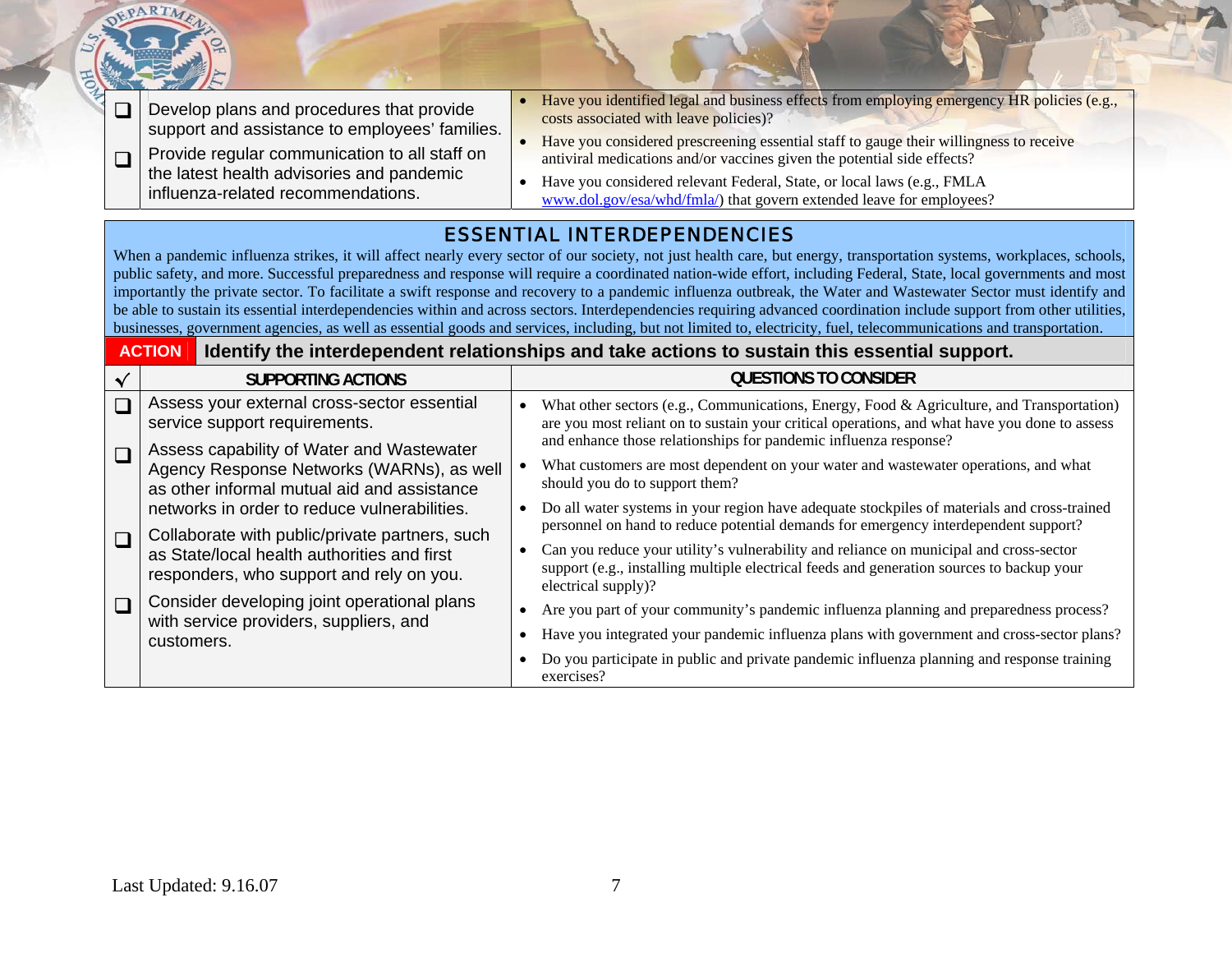| | | |
|---|---|---|
| ❑ | Develop plans and procedures that provide support and assistance to employees' families. | • Have you identified legal and business effects from employing emergency HR policies (e.g., costs associated with leave policies)? |
| ❑ | Provide regular communication to all staff on the latest health advisories and pandemic influenza-related recommendations. | • Have you considered prescreening essential staff to gauge their willingness to receive antiviral medications and/or vaccines given the potential side effects?<br>• Have you considered relevant Federal, State, or local laws (e.g., FMLA www.dol.gov/esa/whd/fmla/) that govern extended leave for employees? |

## ESSENTIAL INTERDEPENDENCIES

When a pandemic influenza strikes, it will affect nearly every sector of our society, not just health care, but energy, transportation systems, workplaces, schools, public safety, and more. Successful preparedness and response will require a coordinated nation-wide effort, including Federal, State, local governments and most importantly the private sector. To facilitate a swift response and recovery to a pandemic influenza outbreak, the Water and Wastewater Sector must identify and be able to sustain its essential interdependencies within and across sectors. Interdependencies requiring advanced coordination include support from other utilities, businesses, government agencies, as well as essential goods and services, including, but not limited to, electricity, fuel, telecommunications and transportation.

**ACTION** **Identify the interdependent relationships and take actions to sustain this essential support.**

| √ | SUPPORTING ACTIONS | QUESTIONS TO CONSIDER |
|---|---|---|
| ❑ | Assess your external cross-sector essential service support requirements. | • What other sectors (e.g., Communications, Energy, Food & Agriculture, and Transportation) are you most reliant on to sustain your critical operations, and what have you done to assess and enhance those relationships for pandemic influenza response? |
| ❑ | Assess capability of Water and Wastewater Agency Response Networks (WARNs), as well as other informal mutual aid and assistance networks in order to reduce vulnerabilities. | • What customers are most dependent on your water and wastewater operations, and what should you do to support them?<br>• Do all water systems in your region have adequate stockpiles of materials and cross-trained personnel on hand to reduce potential demands for emergency interdependent support? |
| ❑ | Collaborate with public/private partners, such as State/local health authorities and first responders, who support and rely on you. | • Can you reduce your utility's vulnerability and reliance on municipal and cross-sector support (e.g., installing multiple electrical feeds and generation sources to backup your electrical supply)? |
| ❑ | Consider developing joint operational plans with service providers, suppliers, and customers. | • Are you part of your community's pandemic influenza planning and preparedness process?<br>• Have you integrated your pandemic influenza plans with government and cross-sector plans?<br>• Do you participate in public and private pandemic influenza planning and response training exercises? |

Last Updated: 9.16.07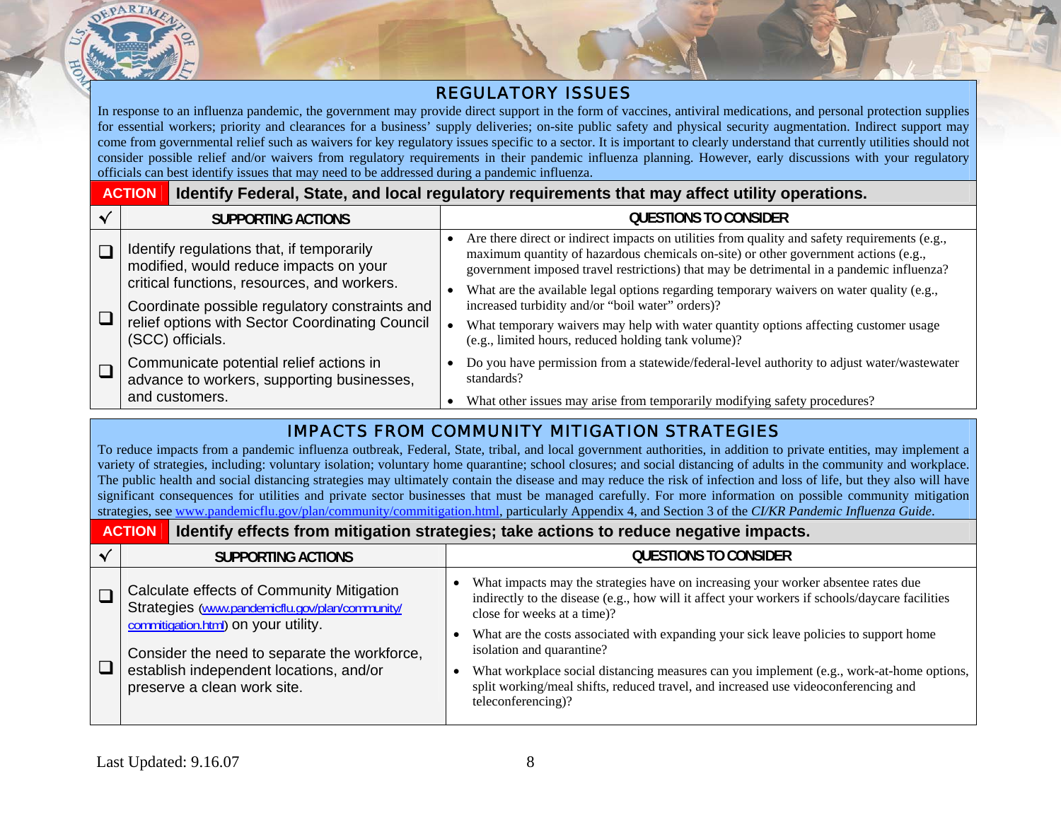## REGULATORY ISSUES

In response to an influenza pandemic, the government may provide direct support in the form of vaccines, antiviral medications, and personal protection supplies for essential workers; priority and clearances for a business' supply deliveries; on-site public safety and physical security augmentation. Indirect support may come from governmental relief such as waivers for key regulatory issues specific to a sector. It is important to clearly understand that currently utilities should not consider possible relief and/or waivers from regulatory requirements in their pandemic influenza planning. However, early discussions with your regulatory officials can best identify issues that may need to be addressed during a pandemic influenza.

**ACTION** Identify Federal, State, and local regulatory requirements that may affect utility operations.

| √ | SUPPORTING ACTIONS | QUESTIONS TO CONSIDER |
|---|---|---|
| ❑ | Identify regulations that, if temporarily modified, would reduce impacts on your critical functions, resources, and workers. | • Are there direct or indirect impacts on utilities from quality and safety requirements (e.g., maximum quantity of hazardous chemicals on-site) or other government actions (e.g., government imposed travel restrictions) that may be detrimental in a pandemic influenza?<br>• What are the available legal options regarding temporary waivers on water quality (e.g., increased turbidity and/or "boil water" orders)? |
| ❑ | Coordinate possible regulatory constraints and relief options with Sector Coordinating Council (SCC) officials. | • What temporary waivers may help with water quantity options affecting customer usage (e.g., limited hours, reduced holding tank volume)? |
| ❑ | Communicate potential relief actions in advance to workers, supporting businesses, and customers. | • Do you have permission from a statewide/federal-level authority to adjust water/wastewater standards?<br>• What other issues may arise from temporarily modifying safety procedures? |

## IMPACTS FROM COMMUNITY MITIGATION STRATEGIES

To reduce impacts from a pandemic influenza outbreak, Federal, State, tribal, and local government authorities, in addition to private entities, may implement a variety of strategies, including: voluntary isolation; voluntary home quarantine; school closures; and social distancing of adults in the community and workplace. The public health and social distancing strategies may ultimately contain the disease and may reduce the risk of infection and loss of life, but they also will have significant consequences for utilities and private sector businesses that must be managed carefully. For more information on possible community mitigation strategies, see www.pandemicflu.gov/plan/community/commitigation.html, particularly Appendix 4, and Section 3 of the *CI/KR Pandemic Influenza Guide*.

**ACTION** Identify effects from mitigation strategies; take actions to reduce negative impacts.

| √ | SUPPORTING ACTIONS | QUESTIONS TO CONSIDER |
|---|---|---|
| ❑ | Calculate effects of Community Mitigation Strategies (www.pandemicflu.gov/plan/community/commitigation.html) on your utility. | • What impacts may the strategies have on increasing your worker absentee rates due indirectly to the disease (e.g., how will it affect your workers if schools/daycare facilities close for weeks at a time)?<br>• What are the costs associated with expanding your sick leave policies to support home isolation and quarantine? |
| ❑ | Consider the need to separate the workforce, establish independent locations, and/or preserve a clean work site. | • What workplace social distancing measures can you implement (e.g., work-at-home options, split working/meal shifts, reduced travel, and increased use videoconferencing and teleconferencing)? |

Last Updated: 9.16.07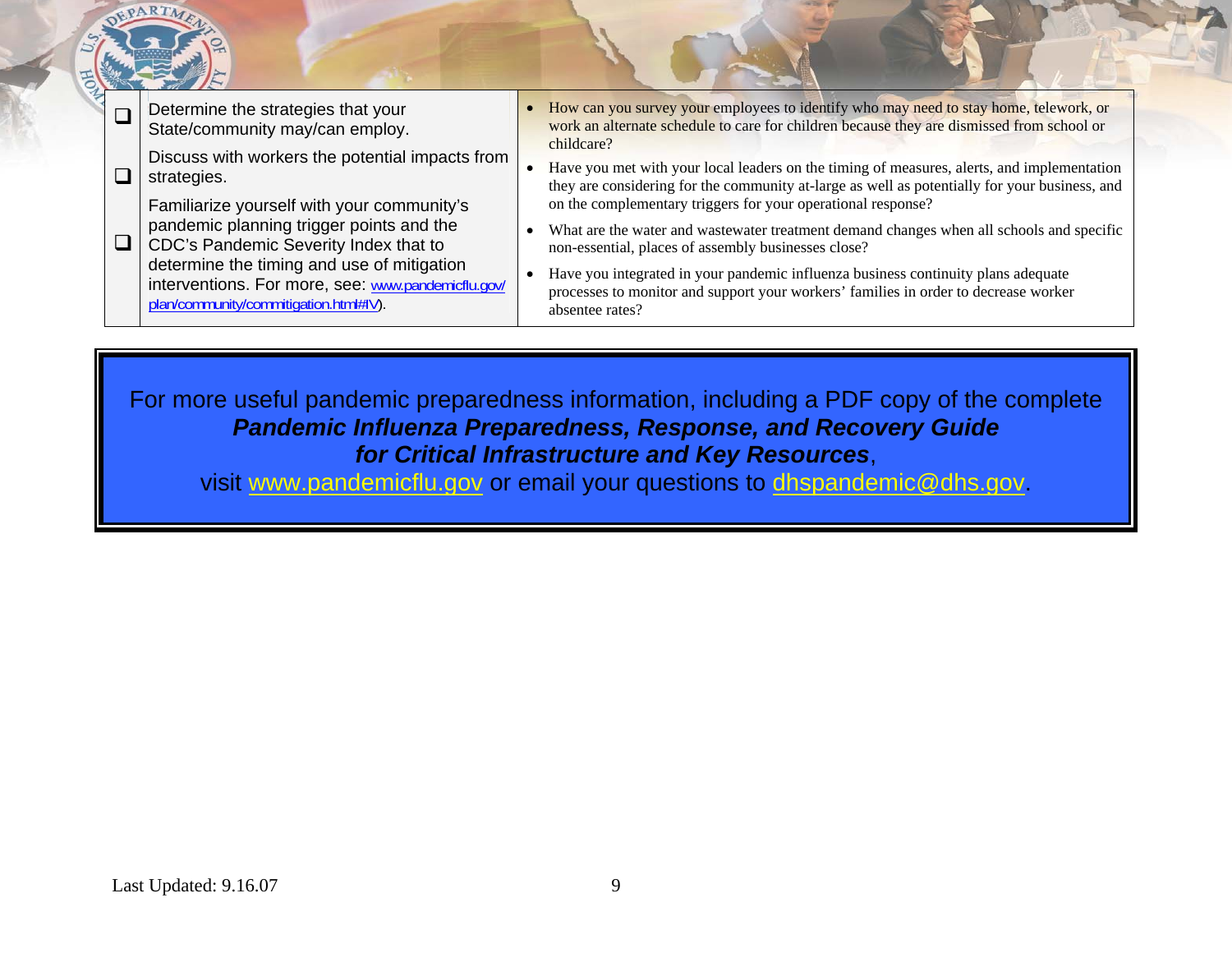| | | |
|---|---|---|
| ❑ | Determine the strategies that your State/community may/can employ. | • How can you survey your employees to identify who may need to stay home, telework, or work an alternate schedule to care for children because they are dismissed from school or childcare?<br>• Have you met with your local leaders on the timing of measures, alerts, and implementation they are considering for the community at-large as well as potentially for your business, and on the complementary triggers for your operational response?<br>• What are the water and wastewater treatment demand changes when all schools and specific non-essential, places of assembly businesses close?<br>• Have you integrated in your pandemic influenza business continuity plans adequate processes to monitor and support your workers' families in order to decrease worker absentee rates? |
| ❑ | Discuss with workers the potential impacts from strategies. | |
| ❑ | Familiarize yourself with your community's pandemic planning trigger points and the CDC's Pandemic Severity Index that to determine the timing and use of mitigation interventions. For more, see: www.pandemicflu.gov/plan/community/commitigation.html#IV). | |

For more useful pandemic preparedness information, including a PDF copy of the complete ***Pandemic Influenza Preparedness, Response, and Recovery Guide for Critical Infrastructure and Key Resources***, visit www.pandemicflu.gov or email your questions to dhspandemic@dhs.gov.

Last Updated: 9.16.07